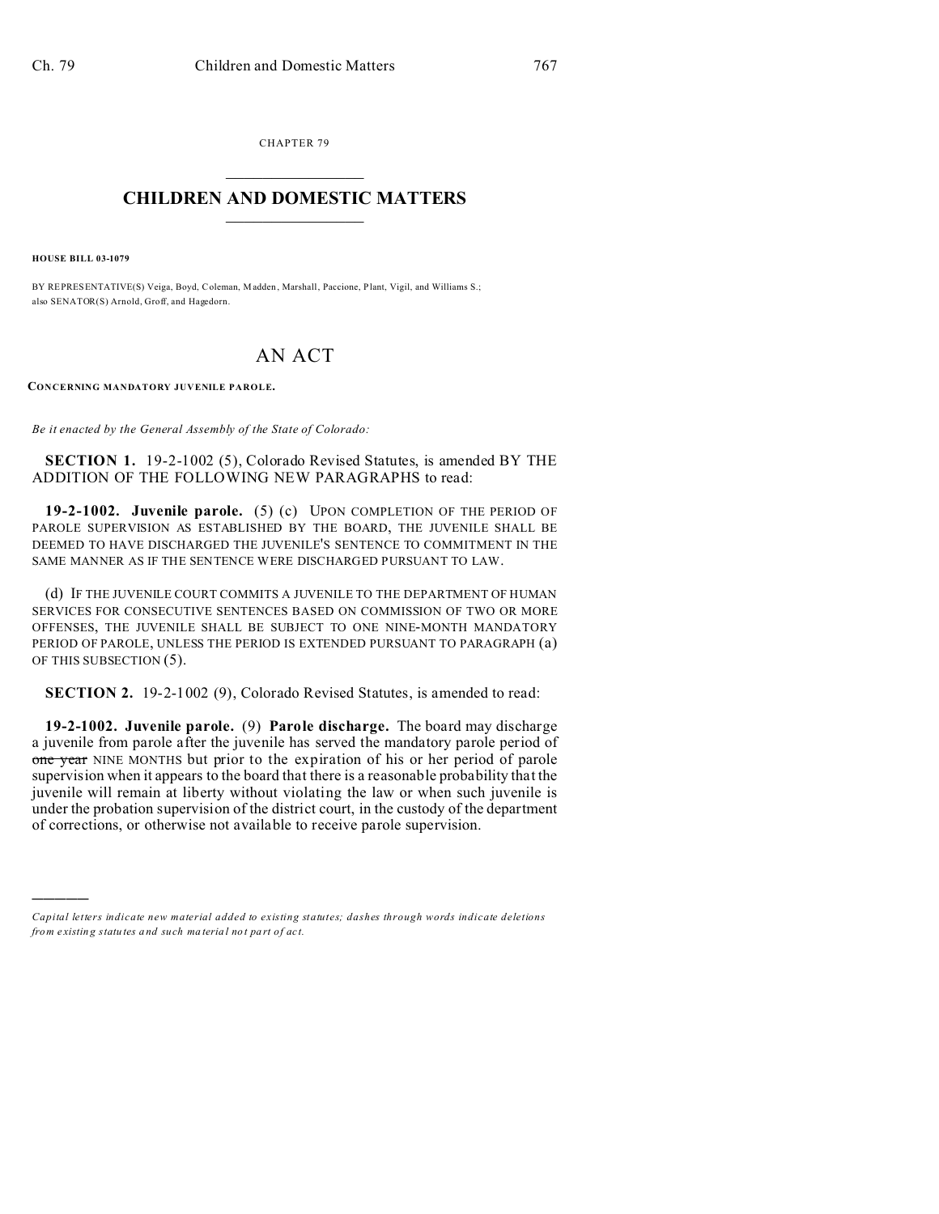CHAPTER 79

# CHILDREN AND DOMESTIC MATTERS

**HOUSE BILL 03-1079**

BY REPRESENTATIVE(S) Veiga, Boyd, Coleman, Madden, Marshall, Paccione, Plant, Vigil, and Williams S.;
also SENATOR(S) Arnold, Groff, and Hagedorn.

# AN ACT

**CONCERNING MANDATORY JUVENILE PAROLE.**

*Be it enacted by the General Assembly of the State of Colorado:*

**SECTION 1.** 19-2-1002 (5), Colorado Revised Statutes, is amended BY THE ADDITION OF THE FOLLOWING NEW PARAGRAPHS to read:

**19-2-1002. Juvenile parole.** (5) (c) UPON COMPLETION OF THE PERIOD OF PAROLE SUPERVISION AS ESTABLISHED BY THE BOARD, THE JUVENILE SHALL BE DEEMED TO HAVE DISCHARGED THE JUVENILE'S SENTENCE TO COMMITMENT IN THE SAME MANNER AS IF THE SENTENCE WERE DISCHARGED PURSUANT TO LAW.

(d) IF THE JUVENILE COURT COMMITS A JUVENILE TO THE DEPARTMENT OF HUMAN SERVICES FOR CONSECUTIVE SENTENCES BASED ON COMMISSION OF TWO OR MORE OFFENSES, THE JUVENILE SHALL BE SUBJECT TO ONE NINE-MONTH MANDATORY PERIOD OF PAROLE, UNLESS THE PERIOD IS EXTENDED PURSUANT TO PARAGRAPH (a) OF THIS SUBSECTION (5).

**SECTION 2.** 19-2-1002 (9), Colorado Revised Statutes, is amended to read:

**19-2-1002. Juvenile parole.** (9) **Parole discharge.** The board may discharge a juvenile from parole after the juvenile has served the mandatory parole period of ~~one year~~ NINE MONTHS but prior to the expiration of his or her period of parole supervision when it appears to the board that there is a reasonable probability that the juvenile will remain at liberty without violating the law or when such juvenile is under the probation supervision of the district court, in the custody of the department of corrections, or otherwise not available to receive parole supervision.

---

*Capital letters indicate new material added to existing statutes; dashes through words indicate deletions from existing statutes and such material not part of act.*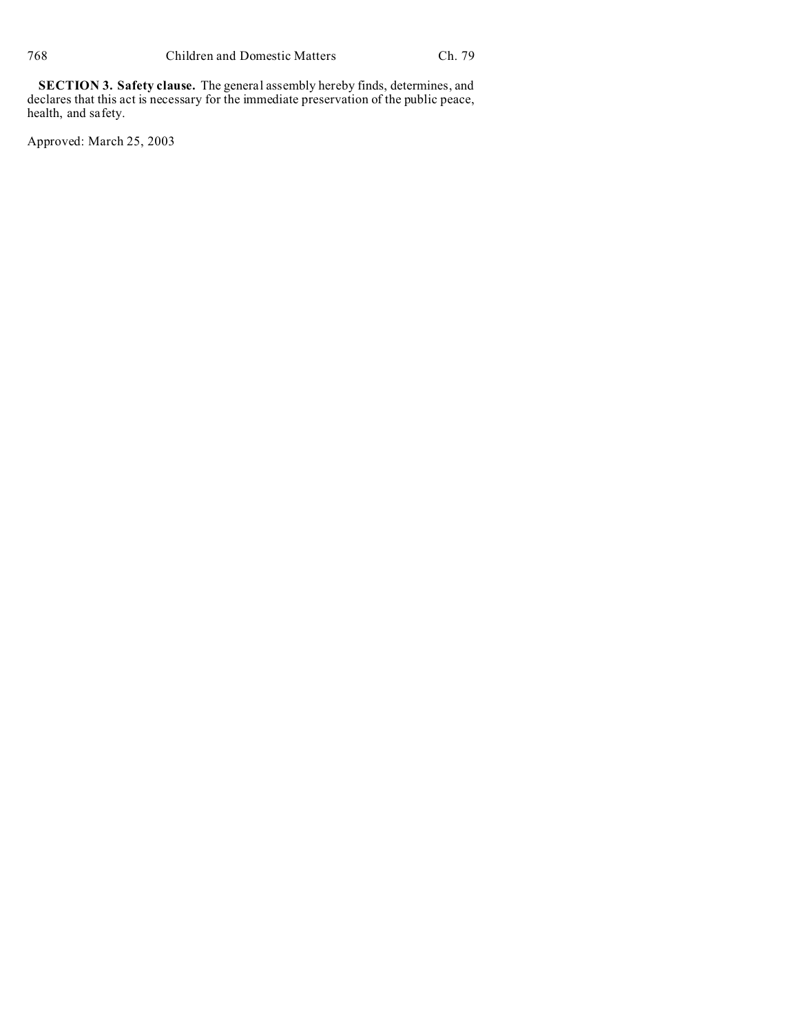**SECTION 3. Safety clause.** The general assembly hereby finds, determines, and declares that this act is necessary for the immediate preservation of the public peace, health, and safety.

Approved: March 25, 2003